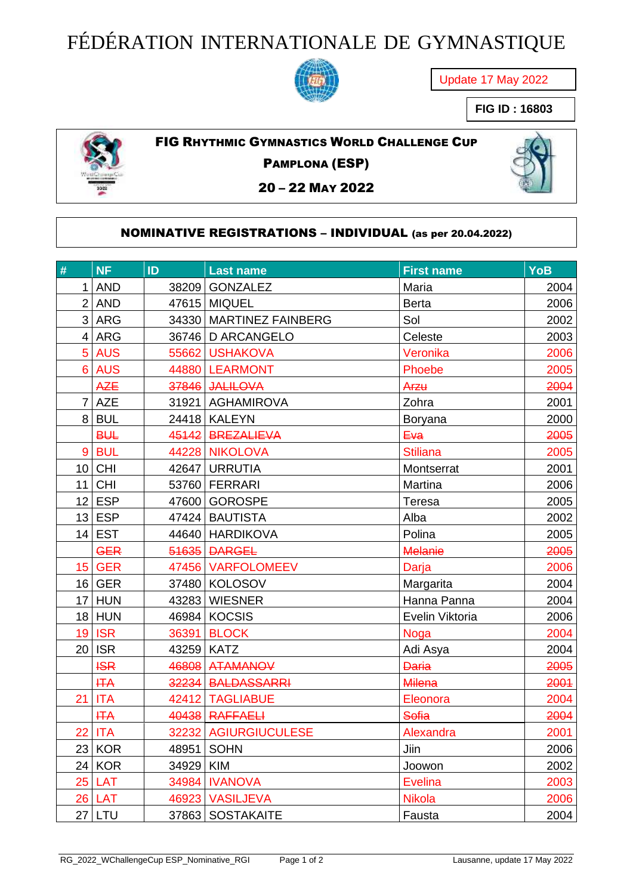# FÉDÉRATION INTERNATIONALE DE GYMNASTIQUE

Update 17 May 2022

**FIG ID : 16803**

## FIG RHYTHMIC GYMNASTICS WORLD CHALLENGE CUP

**PAMPLONA (ESP)**

**20 – 22 MAY 2022**

### NOMINATIVE REGISTRATIONS – INDIVIDUAL (as per 20.04.2022)

| # | NF | ID | Last name | First name | YoB |
|---|---|---|---|---|---|
| 1 | AND | 38209 | GONZALEZ | Maria | 2004 |
| 2 | AND | 47615 | MIQUEL | Berta | 2006 |
| 3 | ARG | 34330 | MARTINEZ FAINBERG | Sol | 2002 |
| 4 | ARG | 36746 | D ARCANGELO | Celeste | 2003 |
| 5 | AUS | 55662 | USHAKOVA | Veronika | 2006 |
| 6 | AUS | 44880 | LEARMONT | Phoebe | 2005 |
| | ~~AZE~~ | ~~37846~~ | ~~JALILOVA~~ | ~~Arzu~~ | ~~2004~~ |
| 7 | AZE | 31921 | AGHAMIROVA | Zohra | 2001 |
| 8 | BUL | 24418 | KALEYN | Boryana | 2000 |
| | ~~BUL~~ | ~~45142~~ | ~~BREZALIEVA~~ | ~~Eva~~ | ~~2005~~ |
| 9 | BUL | 44228 | NIKOLOVA | Stiliana | 2005 |
| 10 | CHI | 42647 | URRUTIA | Montserrat | 2001 |
| 11 | CHI | 53760 | FERRARI | Martina | 2006 |
| 12 | ESP | 47600 | GOROSPE | Teresa | 2005 |
| 13 | ESP | 47424 | BAUTISTA | Alba | 2002 |
| 14 | EST | 44640 | HARDIKOVA | Polina | 2005 |
| | ~~GER~~ | ~~51635~~ | ~~DARGEL~~ | ~~Melanie~~ | ~~2005~~ |
| 15 | GER | 47456 | VARFOLOMEEV | Darja | 2006 |
| 16 | GER | 37480 | KOLOSOV | Margarita | 2004 |
| 17 | HUN | 43283 | WIESNER | Hanna Panna | 2004 |
| 18 | HUN | 46984 | KOCSIS | Evelin Viktoria | 2006 |
| 19 | ISR | 36391 | BLOCK | Noga | 2004 |
| 20 | ISR | 43259 | KATZ | Adi Asya | 2004 |
| | ~~ISR~~ | ~~46808~~ | ~~ATAMANOV~~ | ~~Daria~~ | ~~2005~~ |
| | ~~ITA~~ | ~~32234~~ | ~~BALDASSARRI~~ | ~~Milena~~ | ~~2001~~ |
| 21 | ITA | 42412 | TAGLIABUE | Eleonora | 2004 |
| | ~~ITA~~ | ~~40438~~ | ~~RAFFAELI~~ | ~~Sofia~~ | ~~2004~~ |
| 22 | ITA | 32232 | AGIURGIUCULESE | Alexandra | 2001 |
| 23 | KOR | 48951 | SOHN | Jiin | 2006 |
| 24 | KOR | 34929 | KIM | Joowon | 2002 |
| 25 | LAT | 34984 | IVANOVA | Evelina | 2003 |
| 26 | LAT | 46923 | VASILJEVA | Nikola | 2006 |
| 27 | LTU | 37863 | SOSTAKAITE | Fausta | 2004 |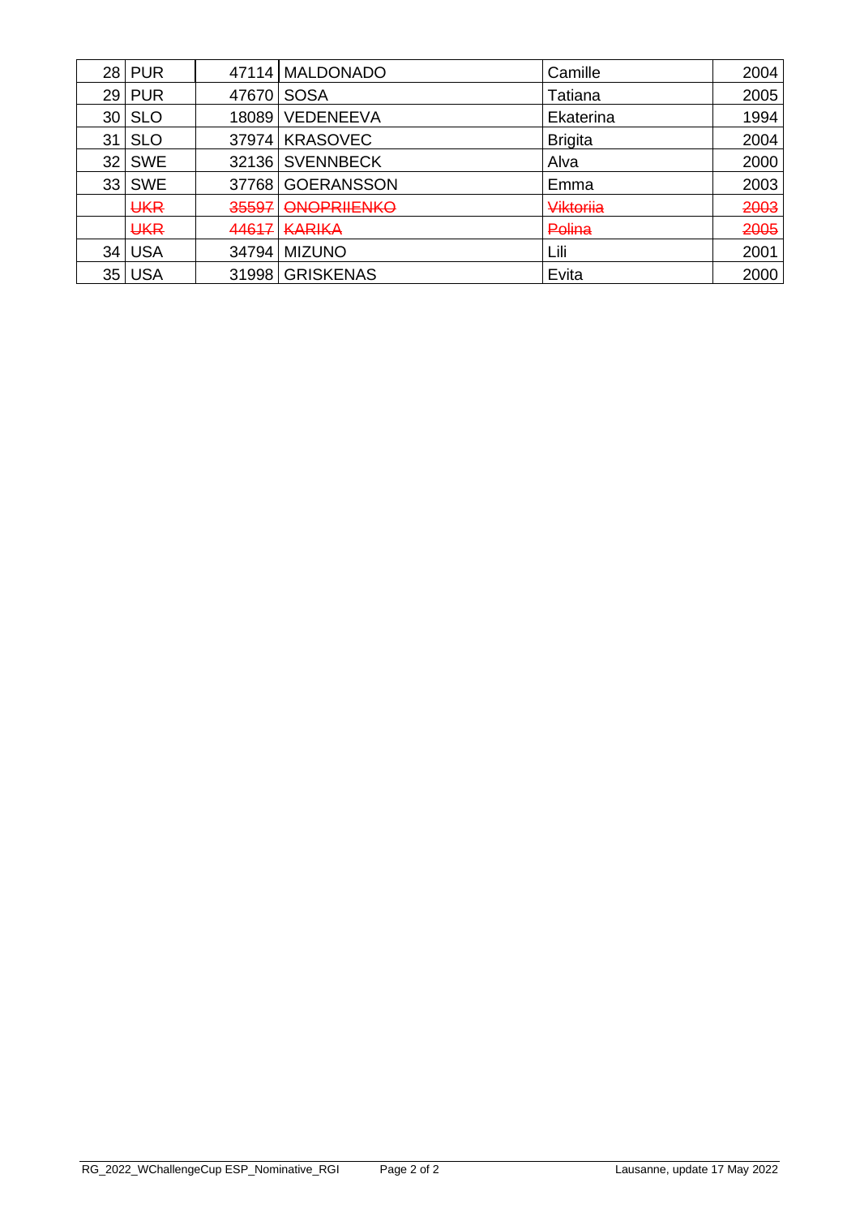| | | | | | |
|---|---|---|---|---|---|
| 28 | PUR | 47114 | MALDONADO | Camille | 2004 |
| 29 | PUR | 47670 | SOSA | Tatiana | 2005 |
| 30 | SLO | 18089 | VEDENEEVA | Ekaterina | 1994 |
| 31 | SLO | 37974 | KRASOVEC | Brigita | 2004 |
| 32 | SWE | 32136 | SVENNBECK | Alva | 2000 |
| 33 | SWE | 37768 | GOERANSSON | Emma | 2003 |
| | ~~UKR~~ | ~~35597~~ | ~~ONOPRIIENKO~~ | ~~Viktoriia~~ | ~~2003~~ |
| | ~~UKR~~ | ~~44617~~ | ~~KARIKA~~ | ~~Polina~~ | ~~2005~~ |
| 34 | USA | 34794 | MIZUNO | Lili | 2001 |
| 35 | USA | 31998 | GRISKENAS | Evita | 2000 |